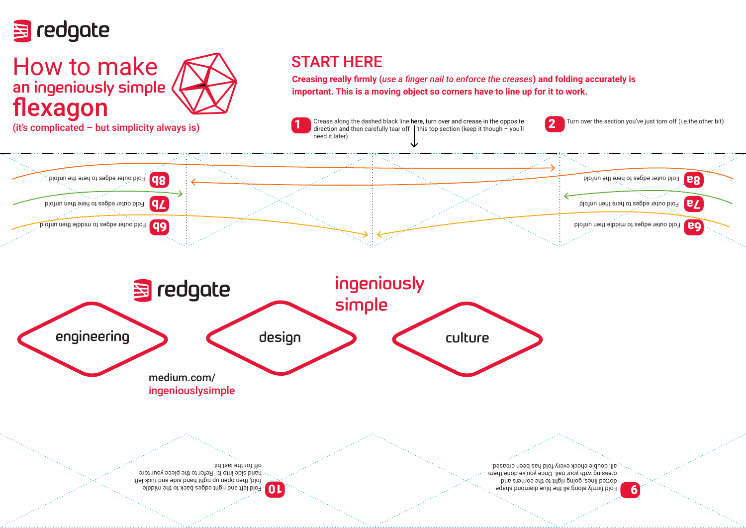redgate

# How to make an ingeniously simple flexagon

(it's complicated – but simplicity always is)

## START HERE

**Creasing really firmly (*use a finger nail to enforce the creases*) and folding accurately is important. This is a moving object so corners have to line up for it to work.**

**1** Crease along the dashed black line **here**, turn over and crease in the opposite direction and then carefully tear off this top section (keep it though – you'll need it later)

**2** Turn over the section you've just torn off (i.e.the other bit)

**8b** Fold outer edges to here the unfold

**7b** Fold outer edges to here then unfold

**6b** Fold outer edges to middle then unfold

**8a** Fold outer edges to here the unfold

**7a** Fold outer edges to here then unfold

**6a** Fold outer edges to middle then unfold

redgate

ingeniously simple

engineering

design

culture

medium.com/
ingeniouslysimple

**10** Fold left and right edges back to the middle fold, then open up right hand side and tuck left hand side into it. Refer to the piece your tore off for the last bit.

**9** Fold firmly along all the blue diamond shape dotted lines, going right to the corners and creasing with your nail. Once you've done them all, double check every fold has been creased.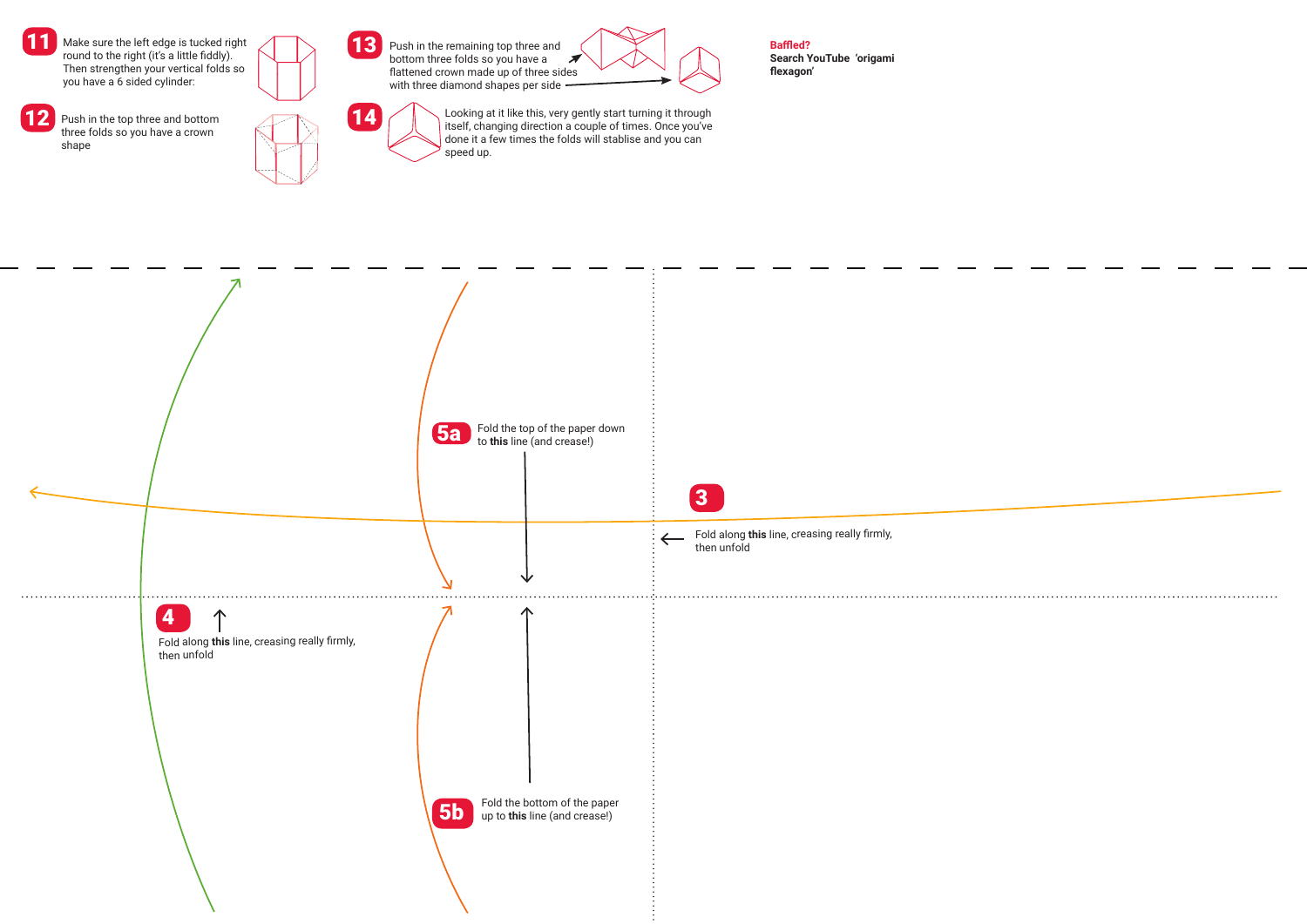**11** Make sure the left edge is tucked right round to the right (it's a little fiddly). Then strengthen your vertical folds so you have a 6 sided cylinder:

**12** Push in the top three and bottom three folds so you have a crown shape

**13** Push in the remaining top three and bottom three folds so you have a flattened crown made up of three sides with three diamond shapes per side

**14** Looking at it like this, very gently start turning it through itself, changing direction a couple of times. Once you've done it a few times the folds will stablise and you can speed up.

**Baffled?**
**Search YouTube 'origami flexagon'**

**5a** Fold the top of the paper down to **this** line (and crease!)

**3** Fold along **this** line, creasing really firmly, then unfold

**4** Fold along **this** line, creasing really firmly, then unfold

**5b** Fold the bottom of the paper up to **this** line (and crease!)